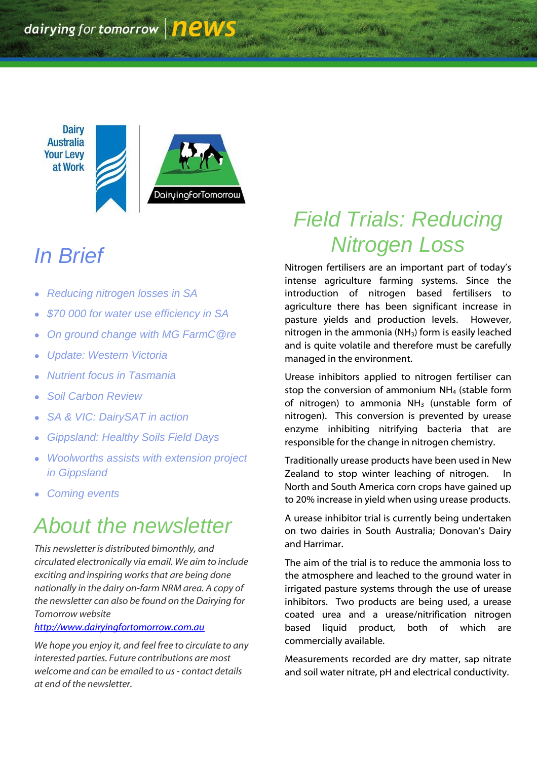dairying for tomorrow | news

Dairy Australia Your Levy at Work

DairyingforTomorrow

# In Brief

- *Reducing nitrogen losses in SA*
- *$70 000 for water use efficiency in SA*
- *On ground change with MG FarmC@re*
- *Update: Western Victoria*
- *Nutrient focus in Tasmania*
- *Soil Carbon Review*
- *SA & VIC: DairySAT in action*
- *Gippsland: Healthy Soils Field Days*
- *Woolworths assists with extension project in Gippsland*
- *Coming events*

# About the newsletter

*This newsletter is distributed bimonthly, and circulated electronically via email. We aim to include exciting and inspiring works that are being done nationally in the dairy on-farm NRM area. A copy of the newsletter can also be found on the Dairying for Tomorrow website* *http://www.dairyingfortomorrow.com.au*

*We hope you enjoy it, and feel free to circulate to any interested parties. Future contributions are most welcome and can be emailed to us - contact details at end of the newsletter.*

# Field Trials: Reducing Nitrogen Loss

Nitrogen fertilisers are an important part of today's intense agriculture farming systems. Since the introduction of nitrogen based fertilisers to agriculture there has been significant increase in pasture yields and production levels. However, nitrogen in the ammonia ($NH_3$) form is easily leached and is quite volatile and therefore must be carefully managed in the environment.

Urease inhibitors applied to nitrogen fertiliser can stop the conversion of ammonium $NH_4$ (stable form of nitrogen) to ammonia $NH_3$ (unstable form of nitrogen). This conversion is prevented by urease enzyme inhibiting nitrifying bacteria that are responsible for the change in nitrogen chemistry.

Traditionally urease products have been used in New Zealand to stop winter leaching of nitrogen. In North and South America corn crops have gained up to 20% increase in yield when using urease products.

A urease inhibitor trial is currently being undertaken on two dairies in South Australia; Donovan's Dairy and Harrimar.

The aim of the trial is to reduce the ammonia loss to the atmosphere and leached to the ground water in irrigated pasture systems through the use of urease inhibitors. Two products are being used, a urease coated urea and a urease/nitrification nitrogen based liquid product, both of which are commercially available.

Measurements recorded are dry matter, sap nitrate and soil water nitrate, pH and electrical conductivity.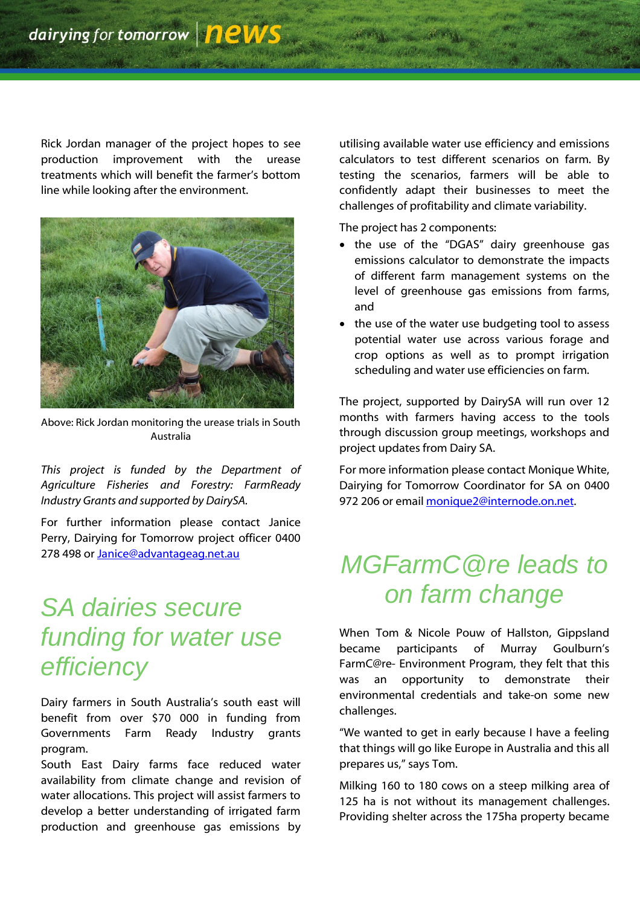Rick Jordan manager of the project hopes to see production improvement with the urease treatments which will benefit the farmer's bottom line while looking after the environment.

Above: Rick Jordan monitoring the urease trials in South Australia

*This project is funded by the Department of Agriculture Fisheries and Forestry: FarmReady Industry Grants and supported by DairySA.*

For further information please contact Janice Perry, Dairying for Tomorrow project officer 0400 278 498 or Janice@advantageag.net.au

## SA dairies secure funding for water use efficiency

Dairy farmers in South Australia's south east will benefit from over $70 000 in funding from Governments Farm Ready Industry grants program.

South East Dairy farms face reduced water availability from climate change and revision of water allocations. This project will assist farmers to develop a better understanding of irrigated farm production and greenhouse gas emissions by utilising available water use efficiency and emissions calculators to test different scenarios on farm. By testing the scenarios, farmers will be able to confidently adapt their businesses to meet the challenges of profitability and climate variability.

The project has 2 components:

- the use of the "DGAS" dairy greenhouse gas emissions calculator to demonstrate the impacts of different farm management systems on the level of greenhouse gas emissions from farms, and
- the use of the water use budgeting tool to assess potential water use across various forage and crop options as well as to prompt irrigation scheduling and water use efficiencies on farm.

The project, supported by DairySA will run over 12 months with farmers having access to the tools through discussion group meetings, workshops and project updates from Dairy SA.

For more information please contact Monique White, Dairying for Tomorrow Coordinator for SA on 0400 972 206 or email monique2@internode.on.net.

## MGFarmC@re leads to on farm change

When Tom & Nicole Pouw of Hallston, Gippsland became participants of Murray Goulburn's FarmC@re- Environment Program, they felt that this was an opportunity to demonstrate their environmental credentials and take-on some new challenges.

"We wanted to get in early because I have a feeling that things will go like Europe in Australia and this all prepares us," says Tom.

Milking 160 to 180 cows on a steep milking area of 125 ha is not without its management challenges. Providing shelter across the 175ha property became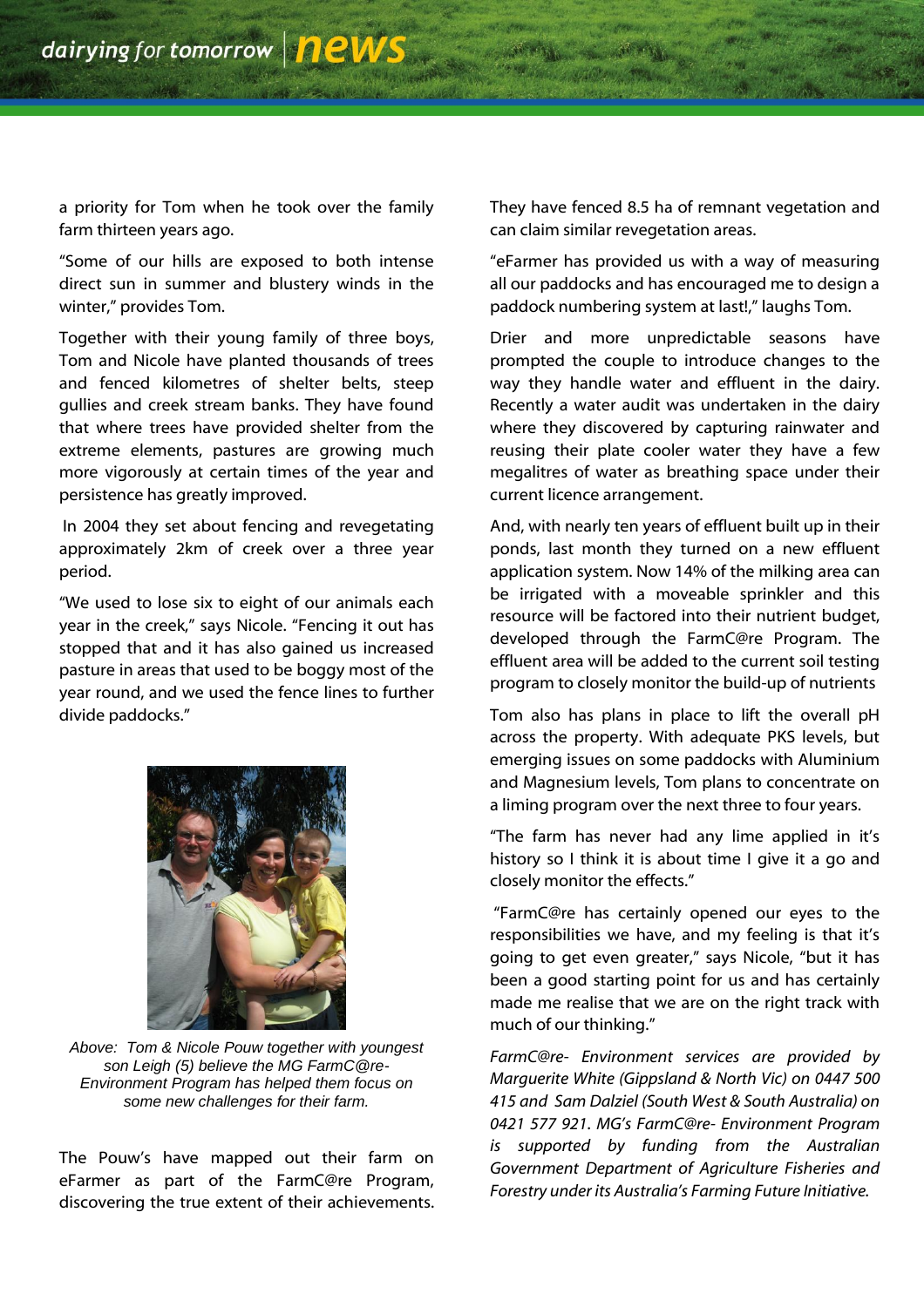a priority for Tom when he took over the family farm thirteen years ago.

"Some of our hills are exposed to both intense direct sun in summer and blustery winds in the winter," provides Tom.

Together with their young family of three boys, Tom and Nicole have planted thousands of trees and fenced kilometres of shelter belts, steep gullies and creek stream banks. They have found that where trees have provided shelter from the extreme elements, pastures are growing much more vigorously at certain times of the year and persistence has greatly improved.

In 2004 they set about fencing and revegetating approximately 2km of creek over a three year period.

"We used to lose six to eight of our animals each year in the creek," says Nicole. "Fencing it out has stopped that and it has also gained us increased pasture in areas that used to be boggy most of the year round, and we used the fence lines to further divide paddocks."

*Above: Tom & Nicole Pouw together with youngest son Leigh (5) believe the MG FarmC@re-Environment Program has helped them focus on some new challenges for their farm.*

The Pouw's have mapped out their farm on eFarmer as part of the FarmC@re Program, discovering the true extent of their achievements. They have fenced 8.5 ha of remnant vegetation and can claim similar revegetation areas.

"eFarmer has provided us with a way of measuring all our paddocks and has encouraged me to design a paddock numbering system at last!," laughs Tom.

Drier and more unpredictable seasons have prompted the couple to introduce changes to the way they handle water and effluent in the dairy. Recently a water audit was undertaken in the dairy where they discovered by capturing rainwater and reusing their plate cooler water they have a few megalitres of water as breathing space under their current licence arrangement.

And, with nearly ten years of effluent built up in their ponds, last month they turned on a new effluent application system. Now 14% of the milking area can be irrigated with a moveable sprinkler and this resource will be factored into their nutrient budget, developed through the FarmC@re Program. The effluent area will be added to the current soil testing program to closely monitor the build-up of nutrients

Tom also has plans in place to lift the overall pH across the property. With adequate PKS levels, but emerging issues on some paddocks with Aluminium and Magnesium levels, Tom plans to concentrate on a liming program over the next three to four years.

"The farm has never had any lime applied in it's history so I think it is about time I give it a go and closely monitor the effects."

"FarmC@re has certainly opened our eyes to the responsibilities we have, and my feeling is that it's going to get even greater," says Nicole, "but it has been a good starting point for us and has certainly made me realise that we are on the right track with much of our thinking."

*FarmC@re- Environment services are provided by Marguerite White (Gippsland & North Vic) on 0447 500 415 and Sam Dalziel (South West & South Australia) on 0421 577 921. MG's FarmC@re- Environment Program is supported by funding from the Australian Government Department of Agriculture Fisheries and Forestry under its Australia's Farming Future Initiative.*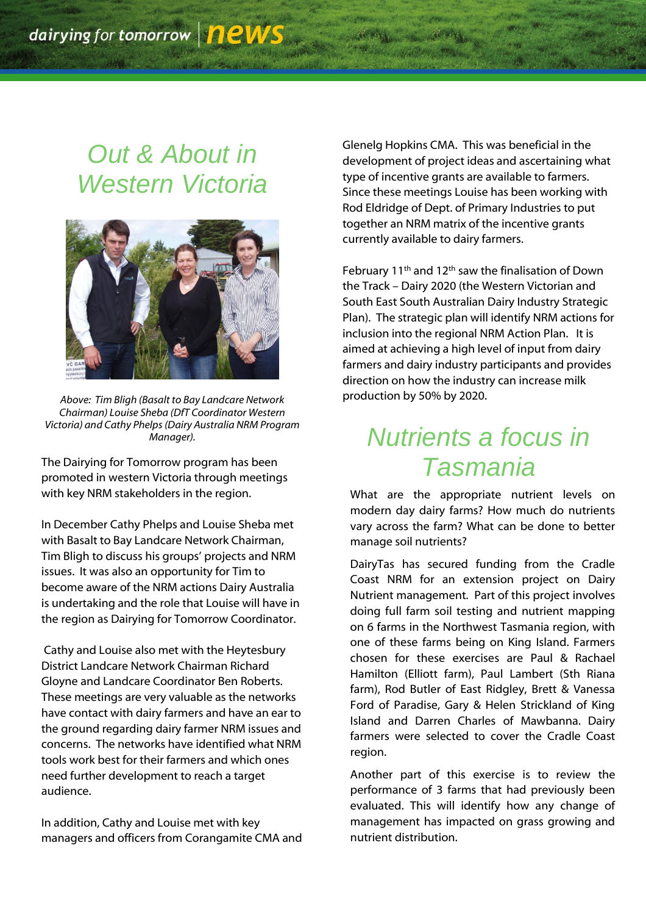# Out & About in Western Victoria

*Above: Tim Bligh (Basalt to Bay Landcare Network Chairman) Louise Sheba (DfT Coordinator Western Victoria) and Cathy Phelps (Dairy Australia NRM Program Manager).*

The Dairying for Tomorrow program has been promoted in western Victoria through meetings with key NRM stakeholders in the region.

In December Cathy Phelps and Louise Sheba met with Basalt to Bay Landcare Network Chairman, Tim Bligh to discuss his groups' projects and NRM issues. It was also an opportunity for Tim to become aware of the NRM actions Dairy Australia is undertaking and the role that Louise will have in the region as Dairying for Tomorrow Coordinator.

Cathy and Louise also met with the Heytesbury District Landcare Network Chairman Richard Gloyne and Landcare Coordinator Ben Roberts. These meetings are very valuable as the networks have contact with dairy farmers and have an ear to the ground regarding dairy farmer NRM issues and concerns. The networks have identified what NRM tools work best for their farmers and which ones need further development to reach a target audience.

In addition, Cathy and Louise met with key managers and officers from Corangamite CMA and Glenelg Hopkins CMA. This was beneficial in the development of project ideas and ascertaining what type of incentive grants are available to farmers. Since these meetings Louise has been working with Rod Eldridge of Dept. of Primary Industries to put together an NRM matrix of the incentive grants currently available to dairy farmers.

February 11th and 12th saw the finalisation of Down the Track – Dairy 2020 (the Western Victorian and South East South Australian Dairy Industry Strategic Plan). The strategic plan will identify NRM actions for inclusion into the regional NRM Action Plan. It is aimed at achieving a high level of input from dairy farmers and dairy industry participants and provides direction on how the industry can increase milk production by 50% by 2020.

# Nutrients a focus in Tasmania

What are the appropriate nutrient levels on modern day dairy farms? How much do nutrients vary across the farm? What can be done to better manage soil nutrients?

DairyTas has secured funding from the Cradle Coast NRM for an extension project on Dairy Nutrient management. Part of this project involves doing full farm soil testing and nutrient mapping on 6 farms in the Northwest Tasmania region, with one of these farms being on King Island. Farmers chosen for these exercises are Paul & Rachael Hamilton (Elliott farm), Paul Lambert (Sth Riana farm), Rod Butler of East Ridgley, Brett & Vanessa Ford of Paradise, Gary & Helen Strickland of King Island and Darren Charles of Mawbanna. Dairy farmers were selected to cover the Cradle Coast region.

Another part of this exercise is to review the performance of 3 farms that had previously been evaluated. This will identify how any change of management has impacted on grass growing and nutrient distribution.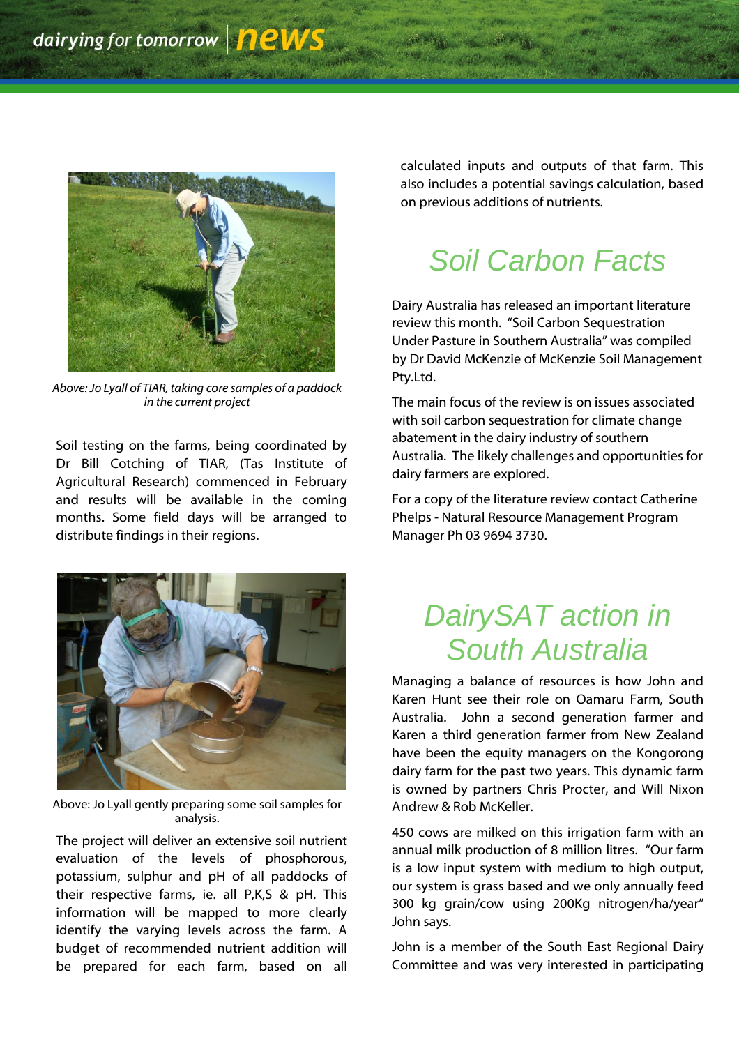Above: Jo Lyall of TIAR, taking core samples of a paddock in the current project

Soil testing on the farms, being coordinated by Dr Bill Cotching of TIAR, (Tas Institute of Agricultural Research) commenced in February and results will be available in the coming months. Some field days will be arranged to distribute findings in their regions.

Above: Jo Lyall gently preparing some soil samples for analysis.

The project will deliver an extensive soil nutrient evaluation of the levels of phosphorous, potassium, sulphur and pH of all paddocks of their respective farms, ie. all P,K,S & pH. This information will be mapped to more clearly identify the varying levels across the farm. A budget of recommended nutrient addition will be prepared for each farm, based on all calculated inputs and outputs of that farm. This also includes a potential savings calculation, based on previous additions of nutrients.

## Soil Carbon Facts

Dairy Australia has released an important literature review this month. "Soil Carbon Sequestration Under Pasture in Southern Australia" was compiled by Dr David McKenzie of McKenzie Soil Management Pty.Ltd.

The main focus of the review is on issues associated with soil carbon sequestration for climate change abatement in the dairy industry of southern Australia. The likely challenges and opportunities for dairy farmers are explored.

For a copy of the literature review contact Catherine Phelps - Natural Resource Management Program Manager Ph 03 9694 3730.

## DairySAT action in South Australia

Managing a balance of resources is how John and Karen Hunt see their role on Oamaru Farm, South Australia. John a second generation farmer and Karen a third generation farmer from New Zealand have been the equity managers on the Kongorong dairy farm for the past two years. This dynamic farm is owned by partners Chris Procter, and Will Nixon Andrew & Rob McKeller.

450 cows are milked on this irrigation farm with an annual milk production of 8 million litres. "Our farm is a low input system with medium to high output, our system is grass based and we only annually feed 300 kg grain/cow using 200Kg nitrogen/ha/year" John says.

John is a member of the South East Regional Dairy Committee and was very interested in participating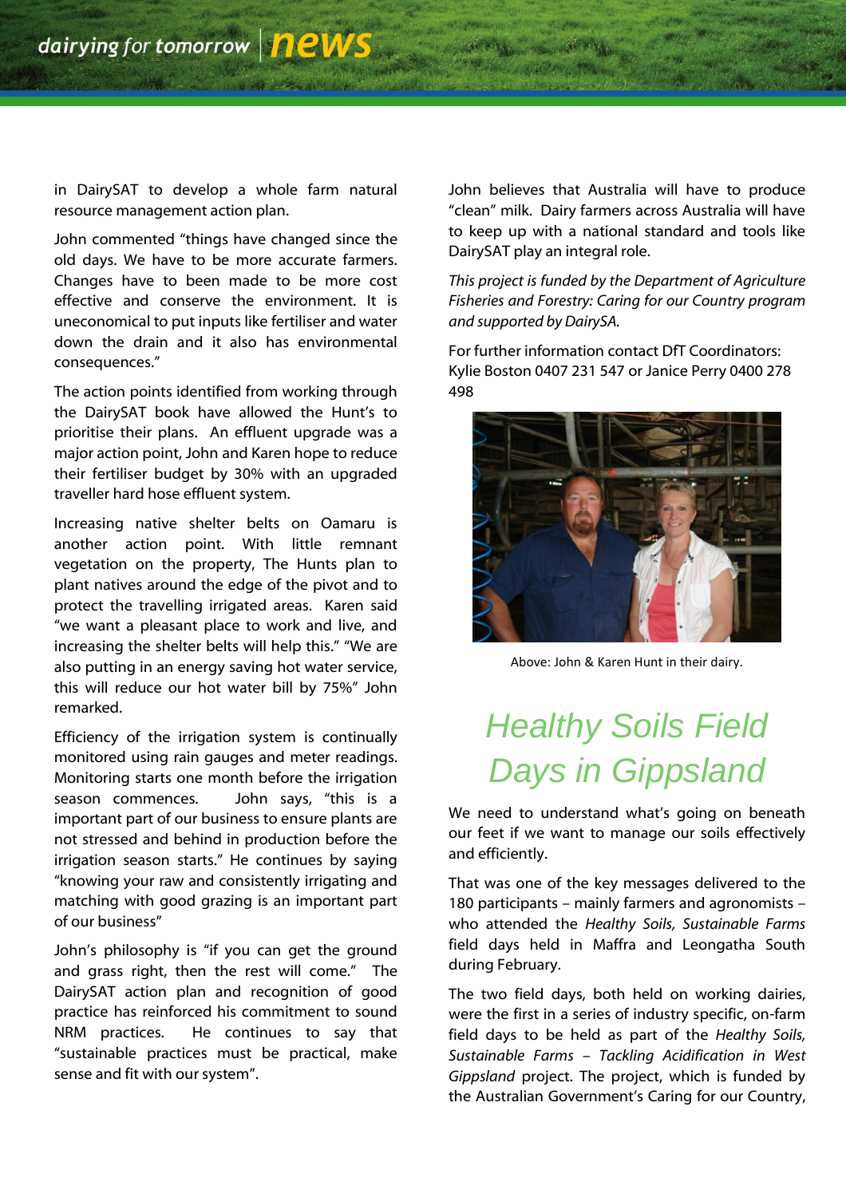in DairySAT to develop a whole farm natural resource management action plan.

John commented "things have changed since the old days. We have to be more accurate farmers. Changes have to been made to be more cost effective and conserve the environment. It is uneconomical to put inputs like fertiliser and water down the drain and it also has environmental consequences."

The action points identified from working through the DairySAT book have allowed the Hunt's to prioritise their plans. An effluent upgrade was a major action point, John and Karen hope to reduce their fertiliser budget by 30% with an upgraded traveller hard hose effluent system.

Increasing native shelter belts on Oamaru is another action point. With little remnant vegetation on the property, The Hunts plan to plant natives around the edge of the pivot and to protect the travelling irrigated areas. Karen said "we want a pleasant place to work and live, and increasing the shelter belts will help this." "We are also putting in an energy saving hot water service, this will reduce our hot water bill by 75%" John remarked.

Efficiency of the irrigation system is continually monitored using rain gauges and meter readings. Monitoring starts one month before the irrigation season commences. John says, "this is a important part of our business to ensure plants are not stressed and behind in production before the irrigation season starts." He continues by saying "knowing your raw and consistently irrigating and matching with good grazing is an important part of our business"

John's philosophy is "if you can get the ground and grass right, then the rest will come." The DairySAT action plan and recognition of good practice has reinforced his commitment to sound NRM practices. He continues to say that "sustainable practices must be practical, make sense and fit with our system".

John believes that Australia will have to produce "clean" milk. Dairy farmers across Australia will have to keep up with a national standard and tools like DairySAT play an integral role.

*This project is funded by the Department of Agriculture Fisheries and Forestry: Caring for our Country program and supported by DairySA.*

For further information contact DfT Coordinators: Kylie Boston 0407 231 547 or Janice Perry 0400 278 498

Above: John & Karen Hunt in their dairy.

## Healthy Soils Field Days in Gippsland

We need to understand what's going on beneath our feet if we want to manage our soils effectively and efficiently.

That was one of the key messages delivered to the 180 participants – mainly farmers and agronomists – who attended the *Healthy Soils, Sustainable Farms* field days held in Maffra and Leongatha South during February.

The two field days, both held on working dairies, were the first in a series of industry specific, on-farm field days to be held as part of the *Healthy Soils, Sustainable Farms – Tackling Acidification in West Gippsland* project. The project, which is funded by the Australian Government's Caring for our Country,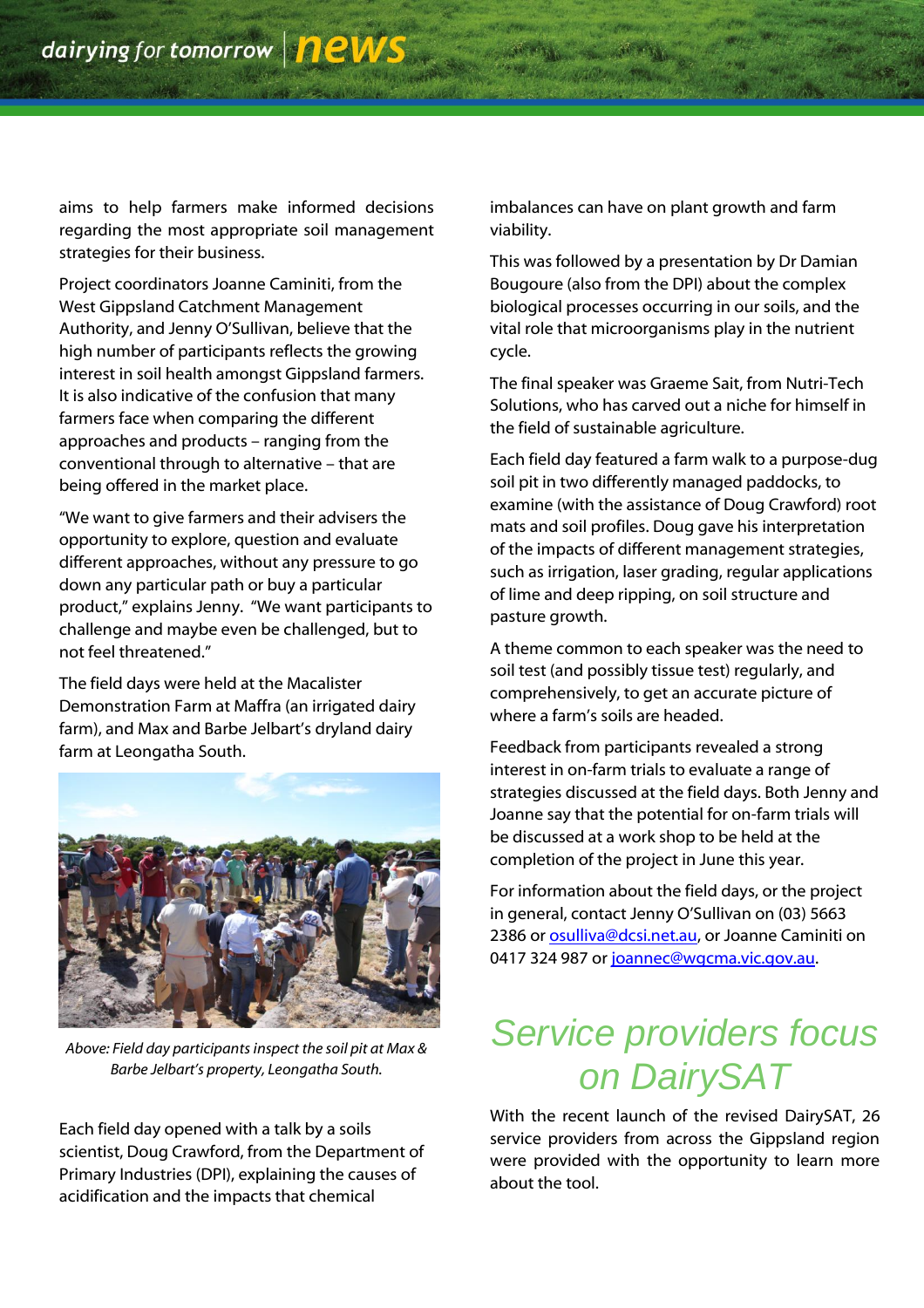aims to help farmers make informed decisions regarding the most appropriate soil management strategies for their business.

Project coordinators Joanne Caminiti, from the West Gippsland Catchment Management Authority, and Jenny O'Sullivan, believe that the high number of participants reflects the growing interest in soil health amongst Gippsland farmers. It is also indicative of the confusion that many farmers face when comparing the different approaches and products – ranging from the conventional through to alternative – that are being offered in the market place.

"We want to give farmers and their advisers the opportunity to explore, question and evaluate different approaches, without any pressure to go down any particular path or buy a particular product," explains Jenny. "We want participants to challenge and maybe even be challenged, but to not feel threatened."

The field days were held at the Macalister Demonstration Farm at Maffra (an irrigated dairy farm), and Max and Barbe Jelbart's dryland dairy farm at Leongatha South.

*Above: Field day participants inspect the soil pit at Max & Barbe Jelbart's property, Leongatha South.*

Each field day opened with a talk by a soils scientist, Doug Crawford, from the Department of Primary Industries (DPI), explaining the causes of acidification and the impacts that chemical imbalances can have on plant growth and farm viability.

This was followed by a presentation by Dr Damian Bougoure (also from the DPI) about the complex biological processes occurring in our soils, and the vital role that microorganisms play in the nutrient cycle.

The final speaker was Graeme Sait, from Nutri-Tech Solutions, who has carved out a niche for himself in the field of sustainable agriculture.

Each field day featured a farm walk to a purpose-dug soil pit in two differently managed paddocks, to examine (with the assistance of Doug Crawford) root mats and soil profiles. Doug gave his interpretation of the impacts of different management strategies, such as irrigation, laser grading, regular applications of lime and deep ripping, on soil structure and pasture growth.

A theme common to each speaker was the need to soil test (and possibly tissue test) regularly, and comprehensively, to get an accurate picture of where a farm's soils are headed.

Feedback from participants revealed a strong interest in on-farm trials to evaluate a range of strategies discussed at the field days. Both Jenny and Joanne say that the potential for on-farm trials will be discussed at a work shop to be held at the completion of the project in June this year.

For information about the field days, or the project in general, contact Jenny O'Sullivan on (03) 5663 2386 or osulliva@dcsi.net.au, or Joanne Caminiti on 0417 324 987 or joannec@wgcma.vic.gov.au.

## Service providers focus on DairySAT

With the recent launch of the revised DairySAT, 26 service providers from across the Gippsland region were provided with the opportunity to learn more about the tool.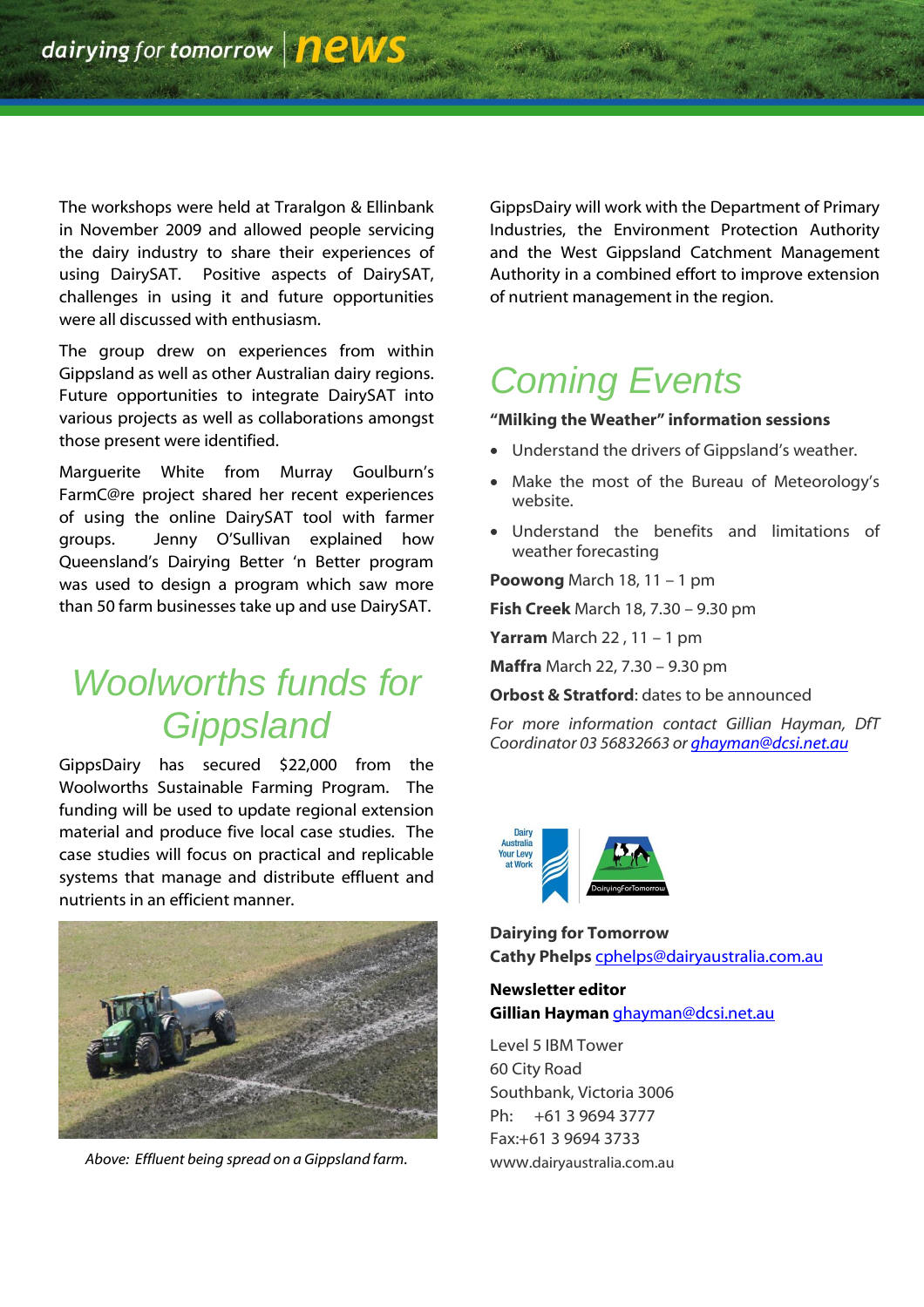The workshops were held at Traralgon & Ellinbank in November 2009 and allowed people servicing the dairy industry to share their experiences of using DairySAT. Positive aspects of DairySAT, challenges in using it and future opportunities were all discussed with enthusiasm.

The group drew on experiences from within Gippsland as well as other Australian dairy regions. Future opportunities to integrate DairySAT into various projects as well as collaborations amongst those present were identified.

Marguerite White from Murray Goulburn's FarmC@re project shared her recent experiences of using the online DairySAT tool with farmer groups. Jenny O'Sullivan explained how Queensland's Dairying Better 'n Better program was used to design a program which saw more than 50 farm businesses take up and use DairySAT.

## Woolworths funds for Gippsland

GippsDairy has secured $22,000 from the Woolworths Sustainable Farming Program. The funding will be used to update regional extension material and produce five local case studies. The case studies will focus on practical and replicable systems that manage and distribute effluent and nutrients in an efficient manner.

*Above: Effluent being spread on a Gippsland farm.*

GippsDairy will work with the Department of Primary Industries, the Environment Protection Authority and the West Gippsland Catchment Management Authority in a combined effort to improve extension of nutrient management in the region.

## Coming Events

**"Milking the Weather" information sessions**

- Understand the drivers of Gippsland's weather.
- Make the most of the Bureau of Meteorology's website.
- Understand the benefits and limitations of weather forecasting

**Poowong** March 18, 11 – 1 pm

**Fish Creek** March 18, 7.30 – 9.30 pm

**Yarram** March 22 , 11 – 1 pm

**Maffra** March 22, 7.30 – 9.30 pm

**Orbost & Stratford**: dates to be announced

*For more information contact Gillian Hayman, DfT Coordinator 03 56832663 or ghayman@dcsi.net.au*

**Dairying for Tomorrow**
**Cathy Phelps** cphelps@dairyaustralia.com.au

**Newsletter editor**
**Gillian Hayman** ghayman@dcsi.net.au

Level 5 IBM Tower
60 City Road
Southbank, Victoria 3006
Ph: +61 3 9694 3777
Fax:+61 3 9694 3733
www.dairyaustralia.com.au